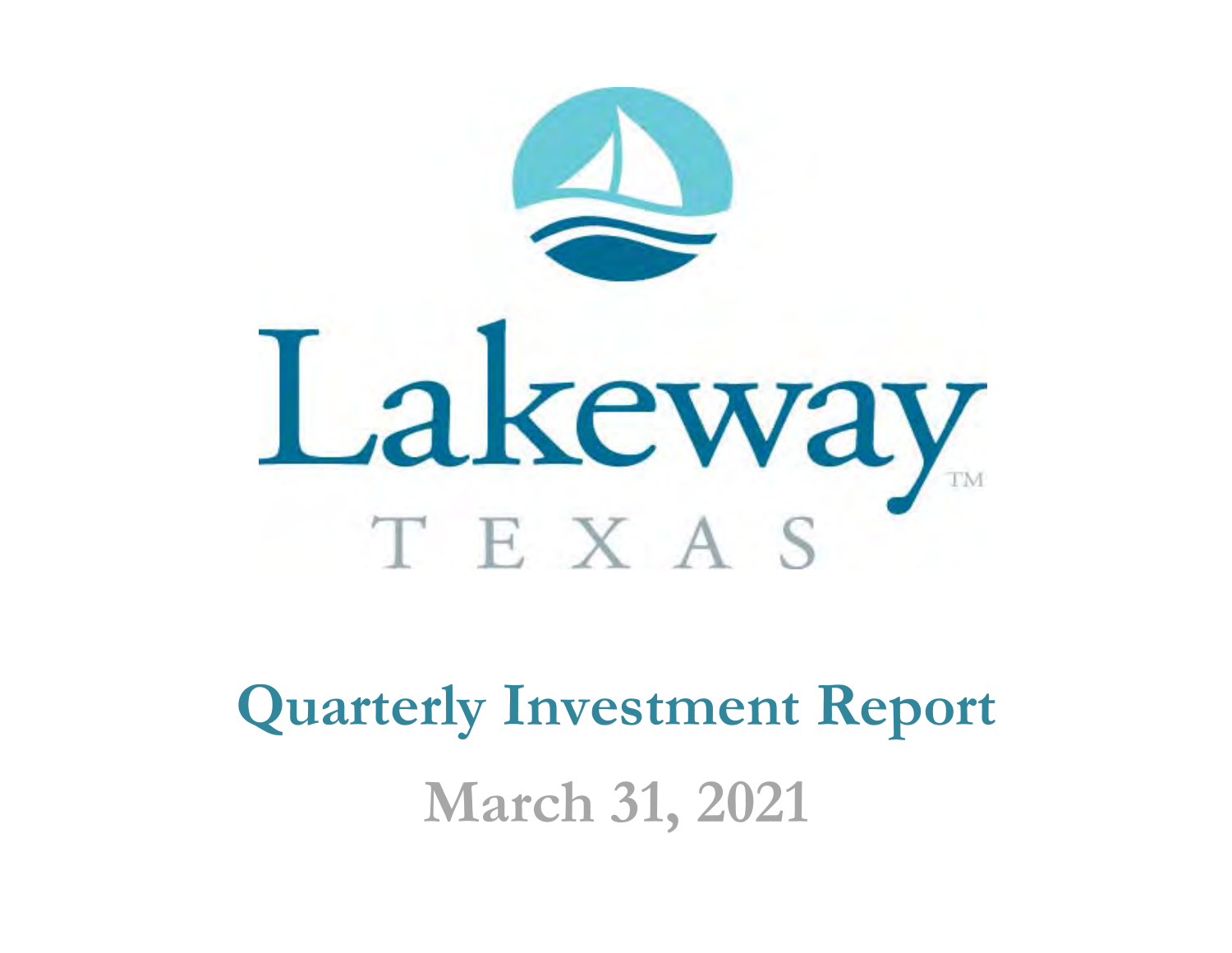Lakeway™

TEXAS

# Quarterly Investment Report

## March 31, 2021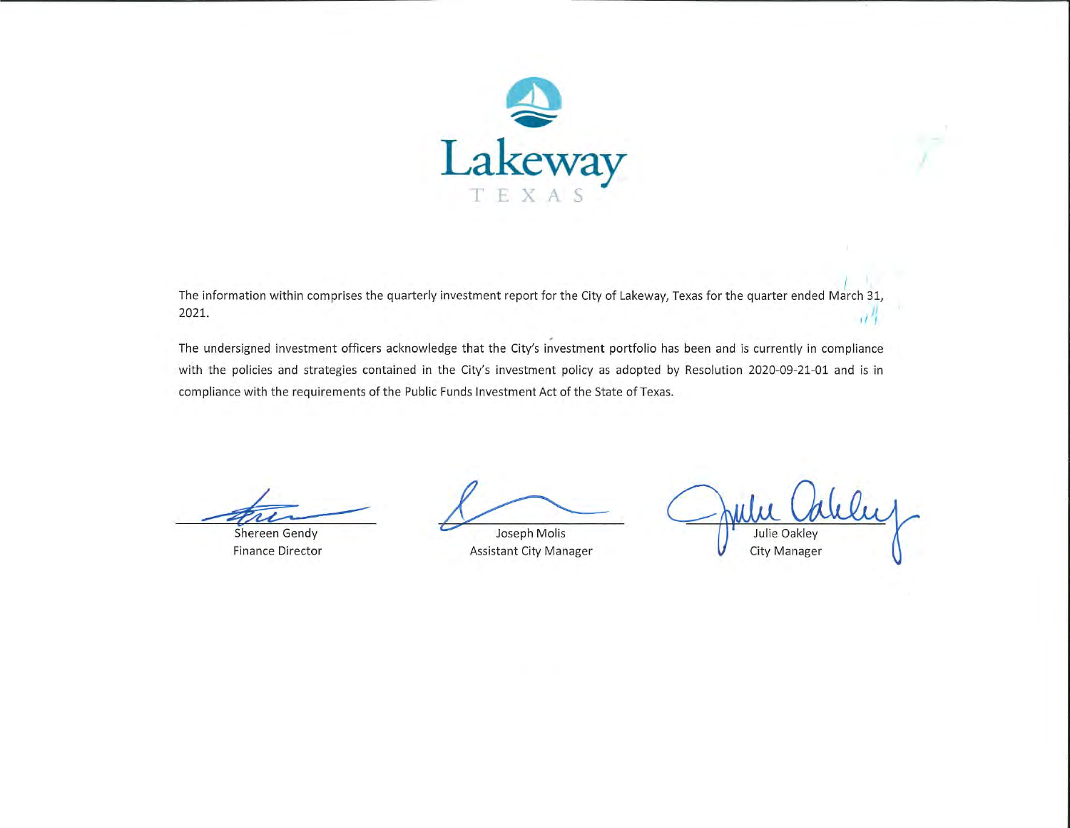Lakeway

TEXAS

The information within comprises the quarterly investment report for the City of Lakeway, Texas for the quarter ended March 31, 2021.

The undersigned investment officers acknowledge that the City's investment portfolio has been and is currently in compliance with the policies and strategies contained in the City's investment policy as adopted by Resolution 2020-09-21-01 and is in compliance with the requirements of the Public Funds Investment Act of the State of Texas.

| | | |
|---|---|---|
| Shereen Gendy | Joseph Molis | Julie Oakley |
| Finance Director | Assistant City Manager | City Manager |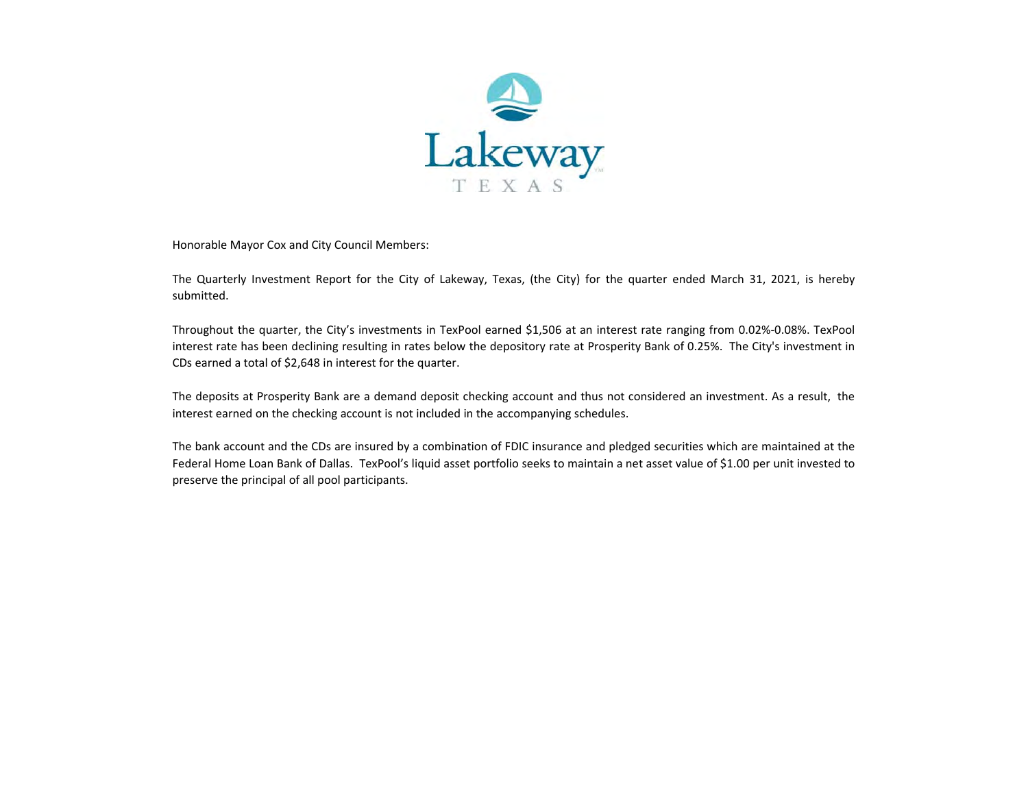Lakeway
TEXAS

Honorable Mayor Cox and City Council Members:

The Quarterly Investment Report for the City of Lakeway, Texas, (the City) for the quarter ended March 31, 2021, is hereby submitted.

Throughout the quarter, the City's investments in TexPool earned $1,506 at an interest rate ranging from 0.02%-0.08%. TexPool interest rate has been declining resulting in rates below the depository rate at Prosperity Bank of 0.25%. The City's investment in CDs earned a total of $2,648 in interest for the quarter.

The deposits at Prosperity Bank are a demand deposit checking account and thus not considered an investment. As a result, the interest earned on the checking account is not included in the accompanying schedules.

The bank account and the CDs are insured by a combination of FDIC insurance and pledged securities which are maintained at the Federal Home Loan Bank of Dallas. TexPool's liquid asset portfolio seeks to maintain a net asset value of $1.00 per unit invested to preserve the principal of all pool participants.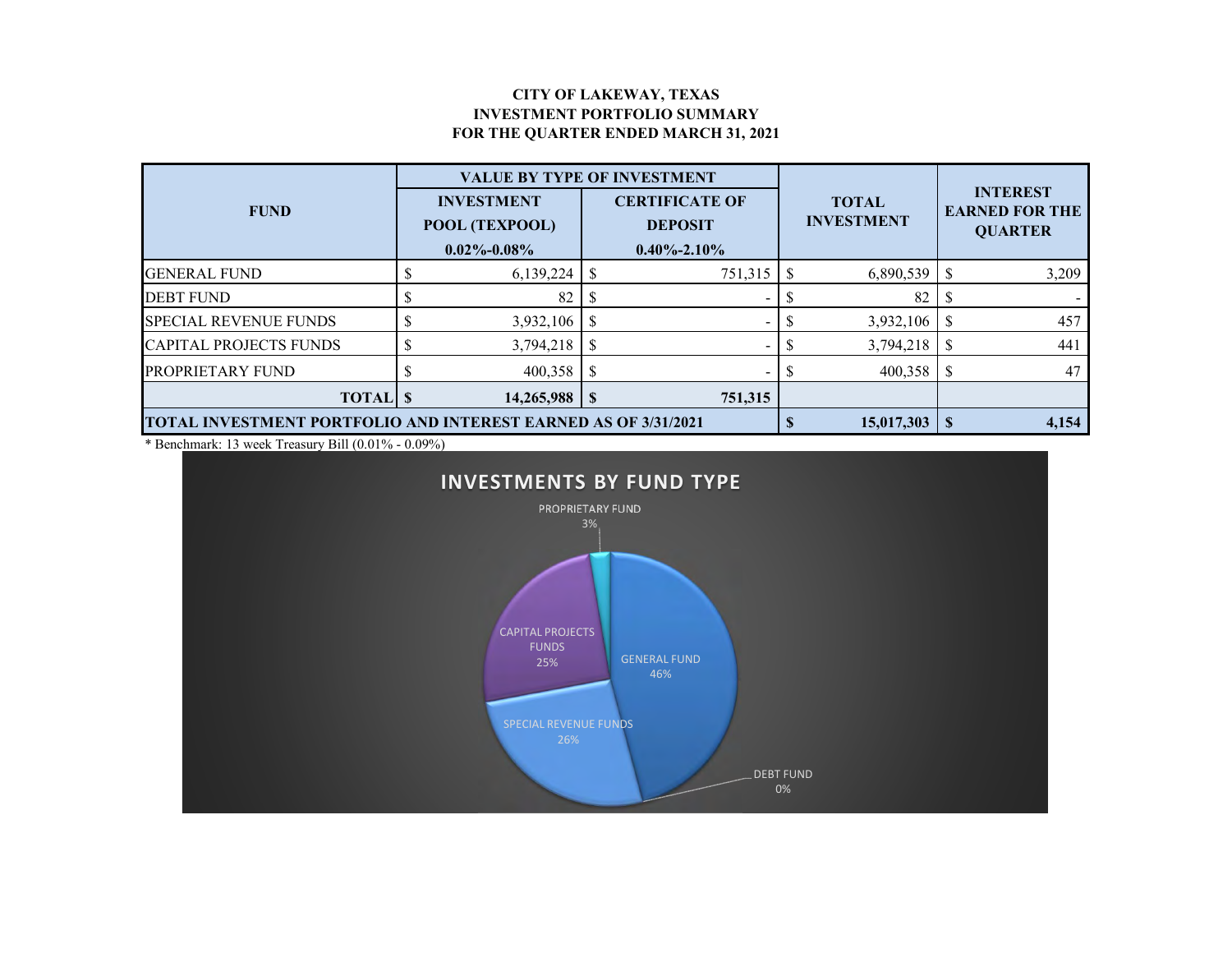# CITY OF LAKEWAY, TEXAS
## INVESTMENT PORTFOLIO SUMMARY
## FOR THE QUARTER ENDED MARCH 31, 2021

| FUND | VALUE BY TYPE OF INVESTMENT | | TOTAL INVESTMENT | INTEREST EARNED FOR THE QUARTER |
|---|---|---|---|---|
| | INVESTMENT POOL (TEXPOOL) 0.02%-0.08% | CERTIFICATE OF DEPOSIT 0.40%-2.10% | | |
| GENERAL FUND | $ 6,139,224 | $ 751,315 | $ 6,890,539 | $ 3,209 |
| DEBT FUND | $ 82 | $ - | $ 82 | $ - |
| SPECIAL REVENUE FUNDS | $ 3,932,106 | $ - | $ 3,932,106 | $ 457 |
| CAPITAL PROJECTS FUNDS | $ 3,794,218 | $ - | $ 3,794,218 | $ 441 |
| PROPRIETARY FUND | $ 400,358 | $ - | $ 400,358 | $ 47 |
| **TOTAL** | **$ 14,265,988** | **$ 751,315** | | |
| **TOTAL INVESTMENT PORTFOLIO AND INTEREST EARNED AS OF 3/31/2021** | | | **$ 15,017,303** | **$ 4,154** |

* Benchmark: 13 week Treasury Bill (0.01% - 0.09%)

**INVESTMENTS BY FUND TYPE**

- GENERAL FUND 46%
- SPECIAL REVENUE FUNDS 26%
- CAPITAL PROJECTS FUNDS 25%
- PROPRIETARY FUND 3%
- DEBT FUND 0%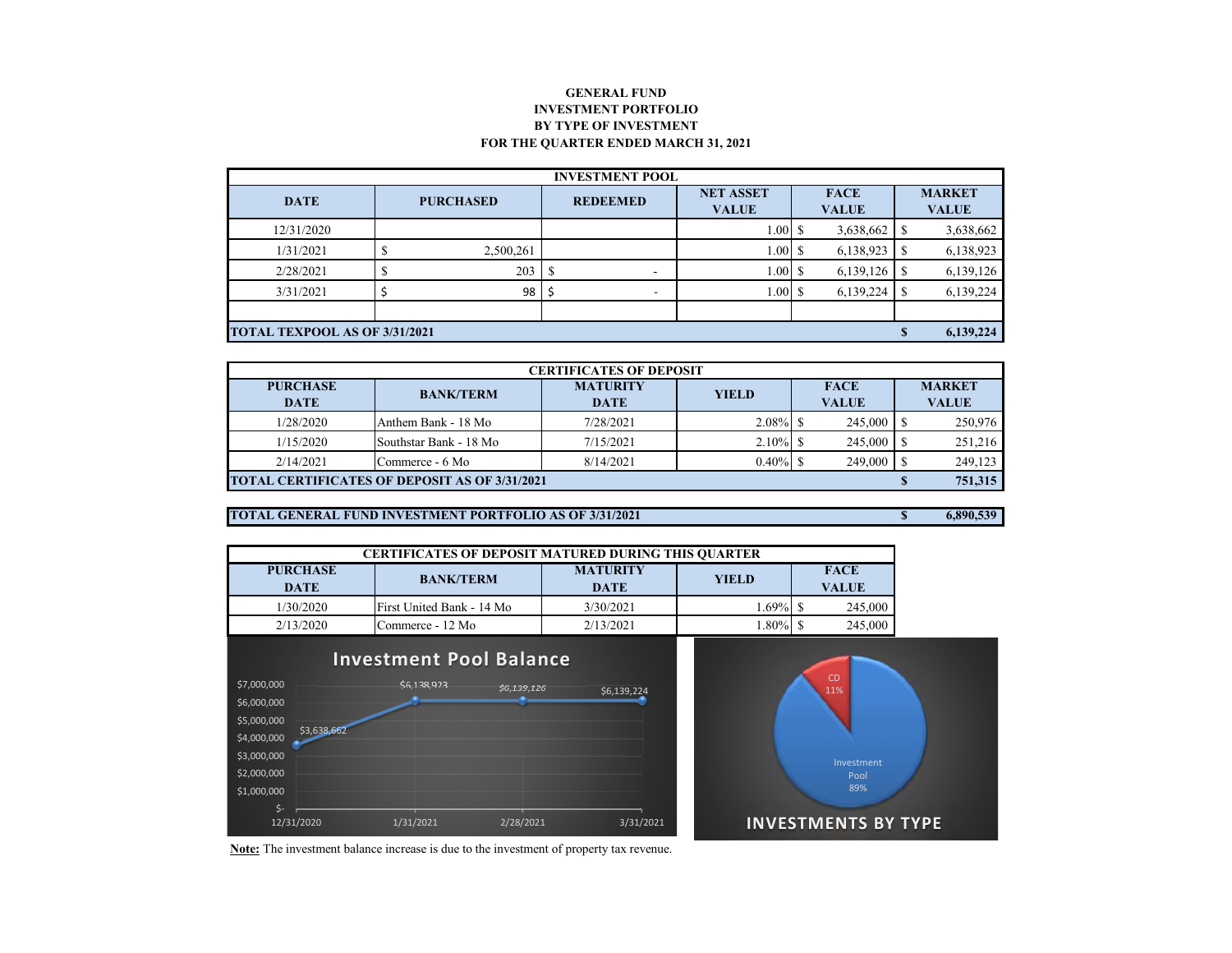**GENERAL FUND**
**INVESTMENT PORTFOLIO**
**BY TYPE OF INVESTMENT**
**FOR THE QUARTER ENDED MARCH 31, 2021**

| INVESTMENT POOL | | | | | |
|---|---|---|---|---|---|
| **DATE** | **PURCHASED** | **REDEEMED** | **NET ASSET VALUE** | **FACE VALUE** | **MARKET VALUE** |
| 12/31/2020 | | | 1.00 | $ 3,638,662 | $ 3,638,662 |
| 1/31/2021 | $ 2,500,261 | | 1.00 | $ 6,138,923 | $ 6,138,923 |
| 2/28/2021 | $ 203 | $ - | 1.00 | $ 6,139,126 | $ 6,139,126 |
| 3/31/2021 | $ 98 | $ - | 1.00 | $ 6,139,224 | $ 6,139,224 |
| | | | | | |
| **TOTAL TEXPOOL AS OF 3/31/2021** | | | | | **$ 6,139,224** |

| CERTIFICATES OF DEPOSIT | | | | | |
|---|---|---|---|---|---|
| **PURCHASE DATE** | **BANK/TERM** | **MATURITY DATE** | **YIELD** | **FACE VALUE** | **MARKET VALUE** |
| 1/28/2020 | Anthem Bank - 18 Mo | 7/28/2021 | 2.08% | $ 245,000 | $ 250,976 |
| 1/15/2020 | Southstar Bank - 18 Mo | 7/15/2021 | 2.10% | $ 245,000 | $ 251,216 |
| 2/14/2021 | Commerce - 6 Mo | 8/14/2021 | 0.40% | $ 249,000 | $ 249,123 |
| **TOTAL CERTIFICATES OF DEPOSIT AS OF 3/31/2021** | | | | | **$ 751,315** |

| | |
|---|---|
| **TOTAL GENERAL FUND INVESTMENT PORTFOLIO AS OF 3/31/2021** | **$ 6,890,539** |

| CERTIFICATES OF DEPOSIT MATURED DURING THIS QUARTER | | | | |
|---|---|---|---|---|
| **PURCHASE DATE** | **BANK/TERM** | **MATURITY DATE** | **YIELD** | **FACE VALUE** |
| 1/30/2020 | First United Bank - 14 Mo | 3/30/2021 | 1.69% | $ 245,000 |
| 2/13/2020 | Commerce - 12 Mo | 2/13/2021 | 1.80% | $ 245,000 |

**Investment Pool Balance**

| Date | Balance |
|---|---|
| 12/31/2020 | $3,638,662 |
| 1/31/2021 | $6,138,923 |
| 2/28/2021 | $6,139,126 |
| 3/31/2021 | $6,139,224 |

**INVESTMENTS BY TYPE**

| Type | Percent |
|---|---|
| CD | 11% |
| Investment Pool | 89% |

**Note:** The investment balance increase is due to the investment of property tax revenue.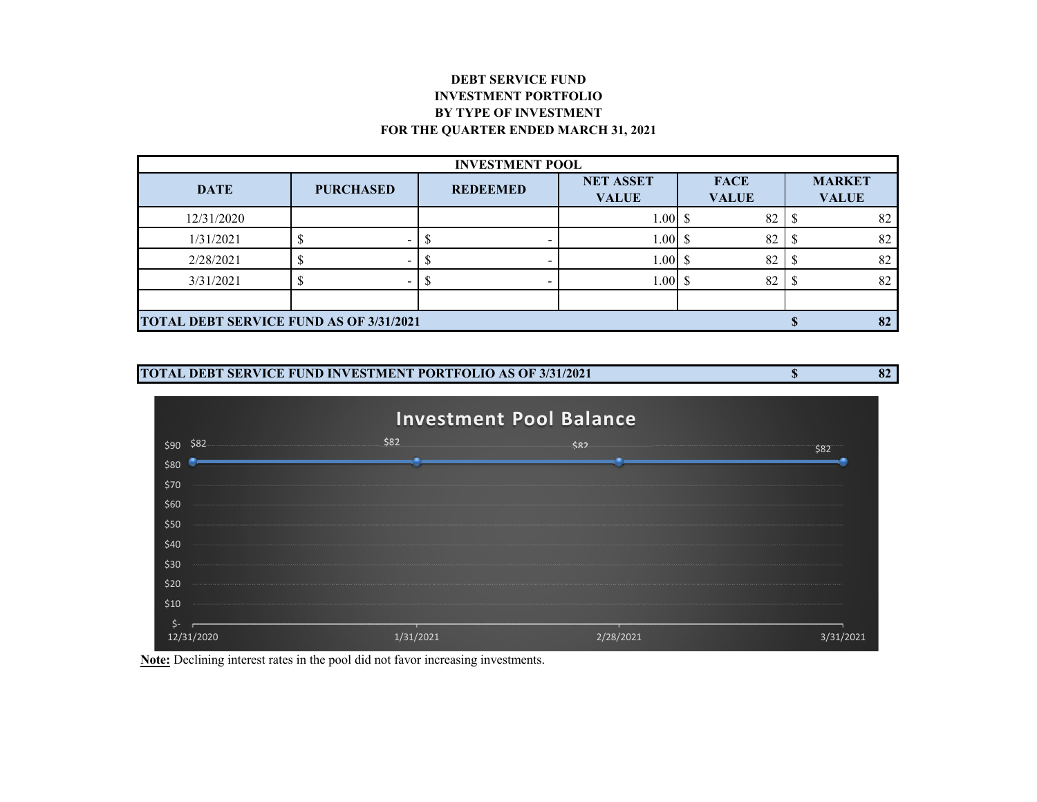# DEBT SERVICE FUND
# INVESTMENT PORTFOLIO
# BY TYPE OF INVESTMENT
# FOR THE QUARTER ENDED MARCH 31, 2021

| INVESTMENT POOL | | | | | |
|---|---|---|---|---|---|
| **DATE** | **PURCHASED** | **REDEEMED** | **NET ASSET VALUE** | **FACE VALUE** | **MARKET VALUE** |
| 12/31/2020 | | | 1.00 | $ 82 | $ 82 |
| 1/31/2021 | $ - | $ - | 1.00 | $ 82 | $ 82 |
| 2/28/2021 | $ - | $ - | 1.00 | $ 82 | $ 82 |
| 3/31/2021 | $ - | $ - | 1.00 | $ 82 | $ 82 |
| | | | | | |
| **TOTAL DEBT SERVICE FUND AS OF 3/31/2021** | | | | | **$ 82** |

| **TOTAL DEBT SERVICE FUND INVESTMENT PORTFOLIO AS OF 3/31/2021** | **$ 82** |
|---|---|

**Investment Pool Balance**

| Date | Balance |
|---|---|
| 12/31/2020 | $82 |
| 1/31/2021 | $82 |
| 2/28/2021 | $82 |
| 3/31/2021 | $82 |

**Note:** Declining interest rates in the pool did not favor increasing investments.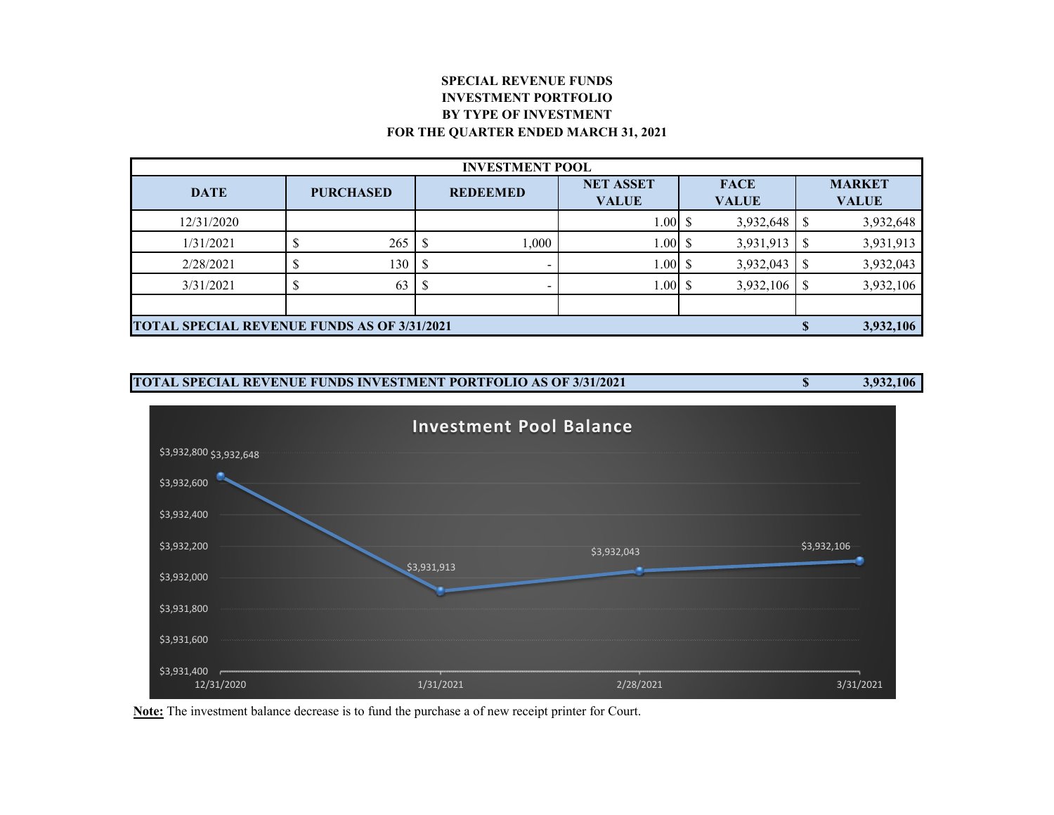**SPECIAL REVENUE FUNDS**
**INVESTMENT PORTFOLIO**
**BY TYPE OF INVESTMENT**
**FOR THE QUARTER ENDED MARCH 31, 2021**

| INVESTMENT POOL | | | | | |
|---|---|---|---|---|---|
| **DATE** | **PURCHASED** | **REDEEMED** | **NET ASSET VALUE** | **FACE VALUE** | **MARKET VALUE** |
| 12/31/2020 | | | 1.00 | $ 3,932,648 | $ 3,932,648 |
| 1/31/2021 | $ 265 | $ 1,000 | 1.00 | $ 3,931,913 | $ 3,931,913 |
| 2/28/2021 | $ 130 | $ - | 1.00 | $ 3,932,043 | $ 3,932,043 |
| 3/31/2021 | $ 63 | $ - | 1.00 | $ 3,932,106 | $ 3,932,106 |
| | | | | | |
| **TOTAL SPECIAL REVENUE FUNDS AS OF 3/31/2021** | | | | | **$ 3,932,106** |

| **TOTAL SPECIAL REVENUE FUNDS INVESTMENT PORTFOLIO AS OF 3/31/2021** | **$ 3,932,106** |
|---|---|

**Investment Pool Balance**

| Date | Balance |
|---|---|
| 12/31/2020 | $3,932,648 |
| 1/31/2021 | $3,931,913 |
| 2/28/2021 | $3,932,043 |
| 3/31/2021 | $3,932,106 |

**Note:** The investment balance decrease is to fund the purchase a of new receipt printer for Court.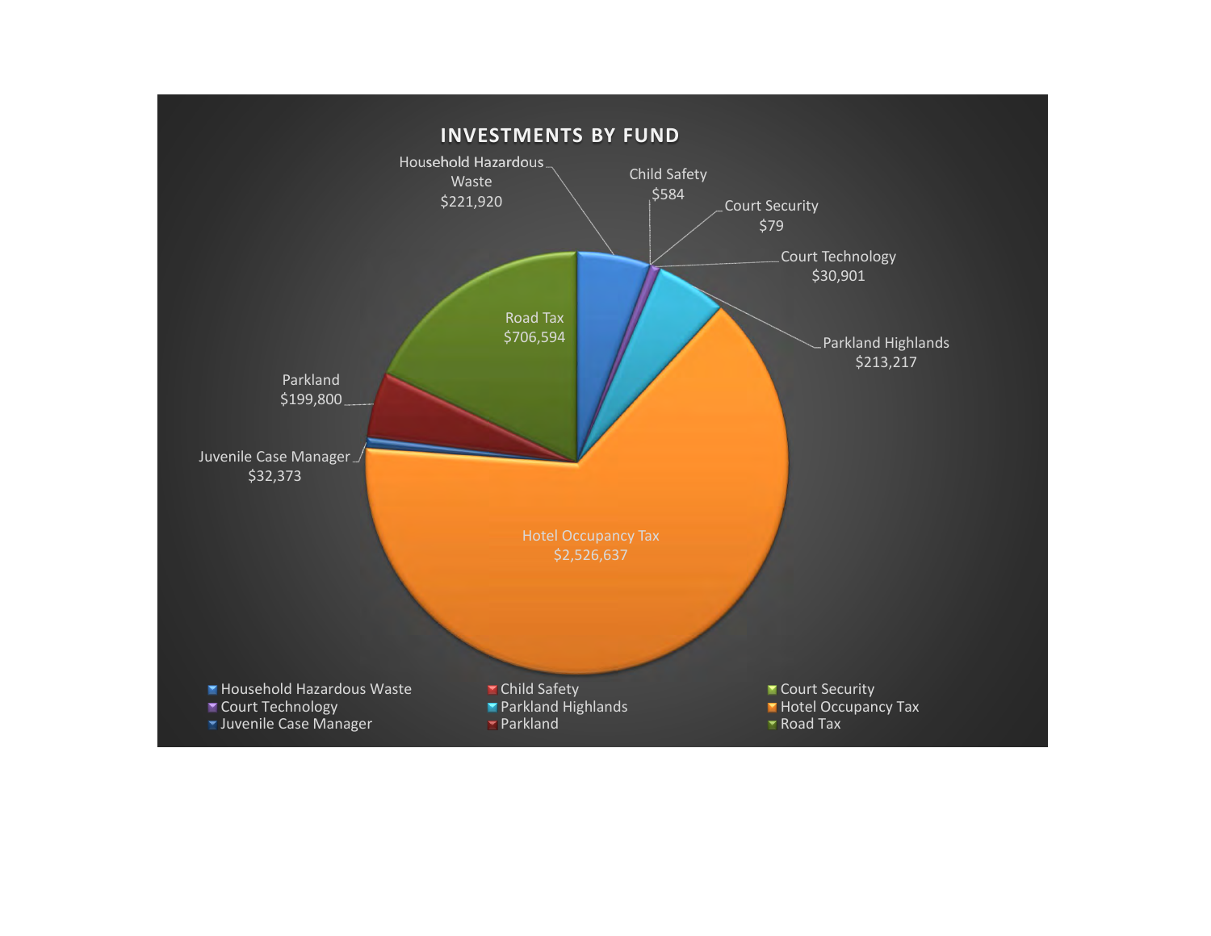## INVESTMENTS BY FUND

| Fund | Amount |
| --- | --- |
| Household Hazardous Waste | $221,920 |
| Child Safety | $584 |
| Court Security | $79 |
| Court Technology | $30,901 |
| Parkland Highlands | $213,217 |
| Hotel Occupancy Tax | $2,526,637 |
| Juvenile Case Manager | $32,373 |
| Parkland | $199,800 |
| Road Tax | $706,594 |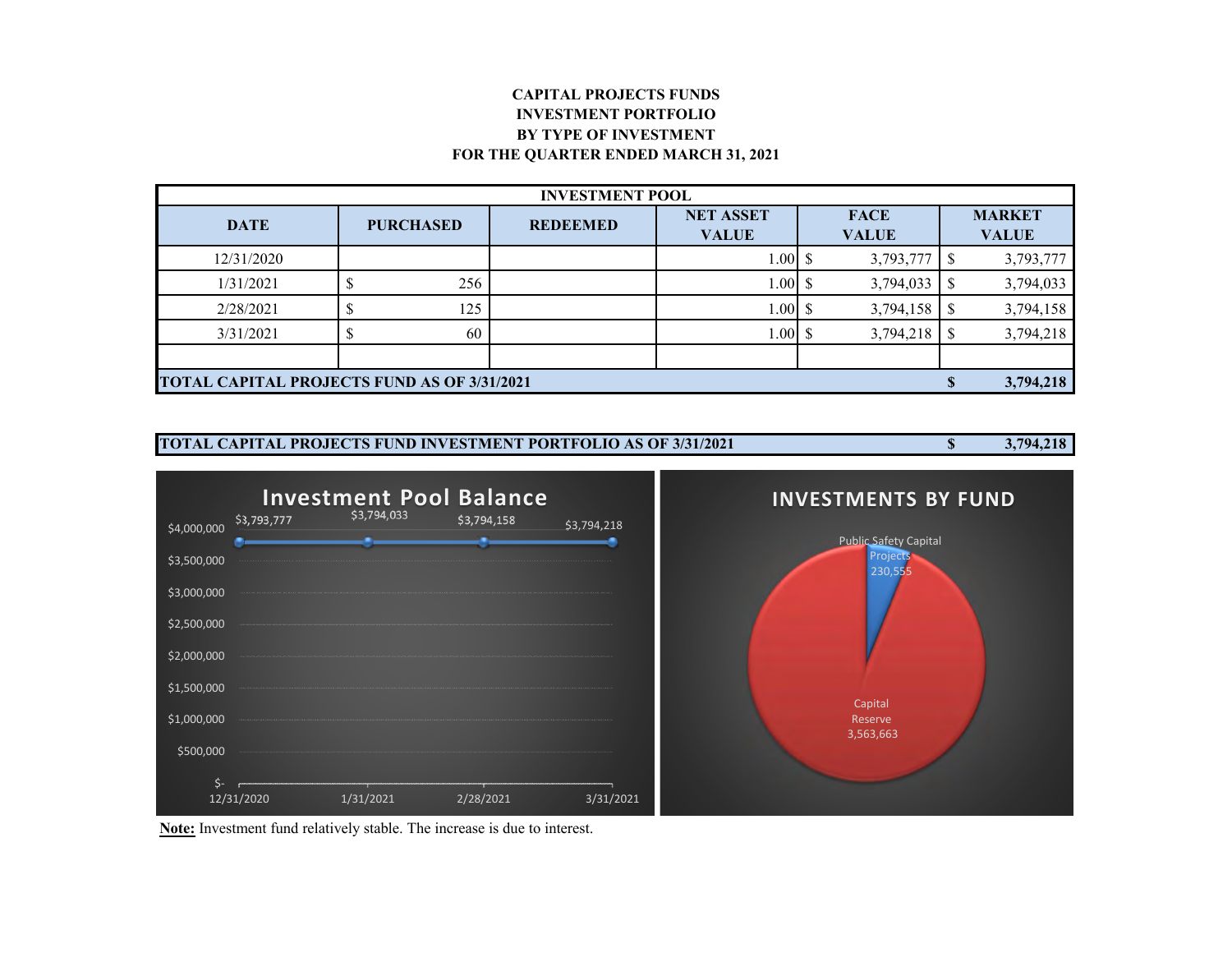**CAPITAL PROJECTS FUNDS**
**INVESTMENT PORTFOLIO**
**BY TYPE OF INVESTMENT**
**FOR THE QUARTER ENDED MARCH 31, 2021**

| INVESTMENT POOL | | | | | |
|---|---|---|---|---|---|
| **DATE** | **PURCHASED** | **REDEEMED** | **NET ASSET VALUE** | **FACE VALUE** | **MARKET VALUE** |
| 12/31/2020 | | | 1.00 | $ 3,793,777 | $ 3,793,777 |
| 1/31/2021 | $ 256 | | 1.00 | $ 3,794,033 | $ 3,794,033 |
| 2/28/2021 | $ 125 | | 1.00 | $ 3,794,158 | $ 3,794,158 |
| 3/31/2021 | $ 60 | | 1.00 | $ 3,794,218 | $ 3,794,218 |
| | | | | | |
| **TOTAL CAPITAL PROJECTS FUND AS OF 3/31/2021** | | | | | **$ 3,794,218** |

| **TOTAL CAPITAL PROJECTS FUND INVESTMENT PORTFOLIO AS OF 3/31/2021** | **$ 3,794,218** |
|---|---|

**Investment Pool Balance**

| Date | Balance |
|---|---|
| 12/31/2020 | $3,793,777 |
| 1/31/2021 | $3,794,033 |
| 2/28/2021 | $3,794,158 |
| 3/31/2021 | $3,794,218 |

**INVESTMENTS BY FUND**

| Fund | Amount |
|---|---|
| Public Safety Capital Projects | 230,555 |
| Capital Reserve | 3,563,663 |

**Note:** Investment fund relatively stable. The increase is due to interest.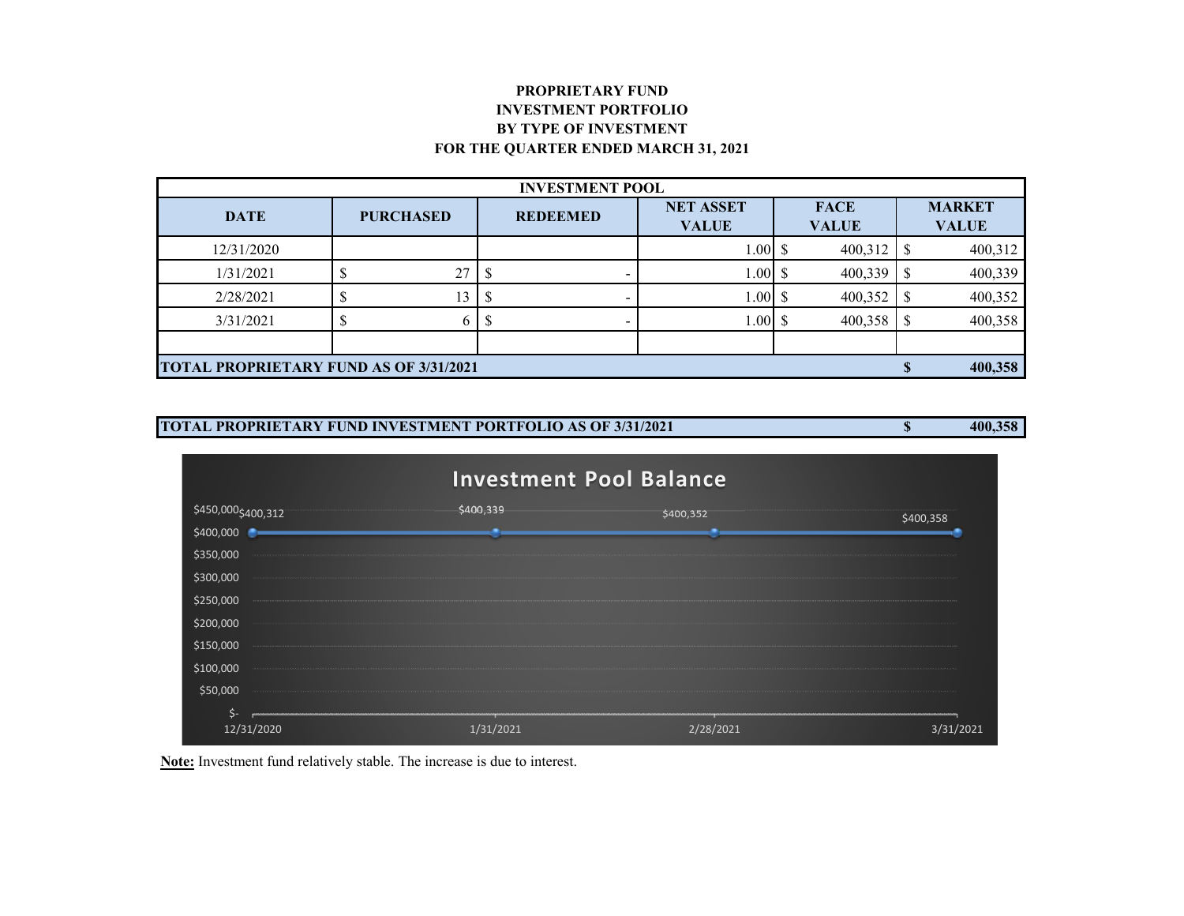**PROPRIETARY FUND**
**INVESTMENT PORTFOLIO**
**BY TYPE OF INVESTMENT**
**FOR THE QUARTER ENDED MARCH 31, 2021**

| INVESTMENT POOL | | | | | |
|---|---|---|---|---|---|
| **DATE** | **PURCHASED** | **REDEEMED** | **NET ASSET VALUE** | **FACE VALUE** | **MARKET VALUE** |
| 12/31/2020 | | | 1.00 | $ 400,312 | $ 400,312 |
| 1/31/2021 | $ 27 | $ - | 1.00 | $ 400,339 | $ 400,339 |
| 2/28/2021 | $ 13 | $ - | 1.00 | $ 400,352 | $ 400,352 |
| 3/31/2021 | $ 6 | $ - | 1.00 | $ 400,358 | $ 400,358 |
| | | | | | |
| **TOTAL PROPRIETARY FUND AS OF 3/31/2021** | | | | | **$ 400,358** |

| | |
|---|---|
| **TOTAL PROPRIETARY FUND INVESTMENT PORTFOLIO AS OF 3/31/2021** | **$ 400,358** |

Investment Pool Balance

$450,000
$400,000
$350,000
$300,000
$250,000
$200,000
$150,000
$100,000
$50,000
$-

$400,312
$400,339
$400,352
$400,358

12/31/2020
1/31/2021
2/28/2021
3/31/2021

**Note:** Investment fund relatively stable. The increase is due to interest.